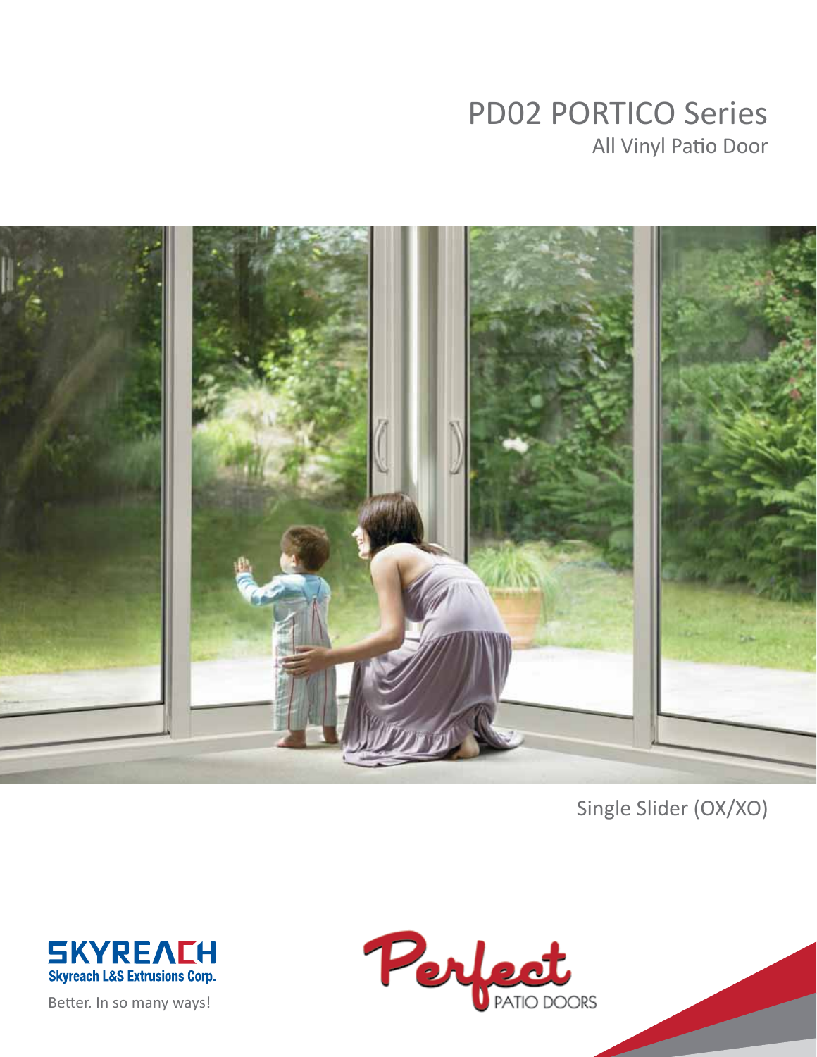# PD02 PORTICO Series

## All Vinyl Patio Door

Single Slider (OX/XO)

SKYREACH
Skyreach L&S Extrusions Corp.

Better. In so many ways!

Perfect PATIO DOORS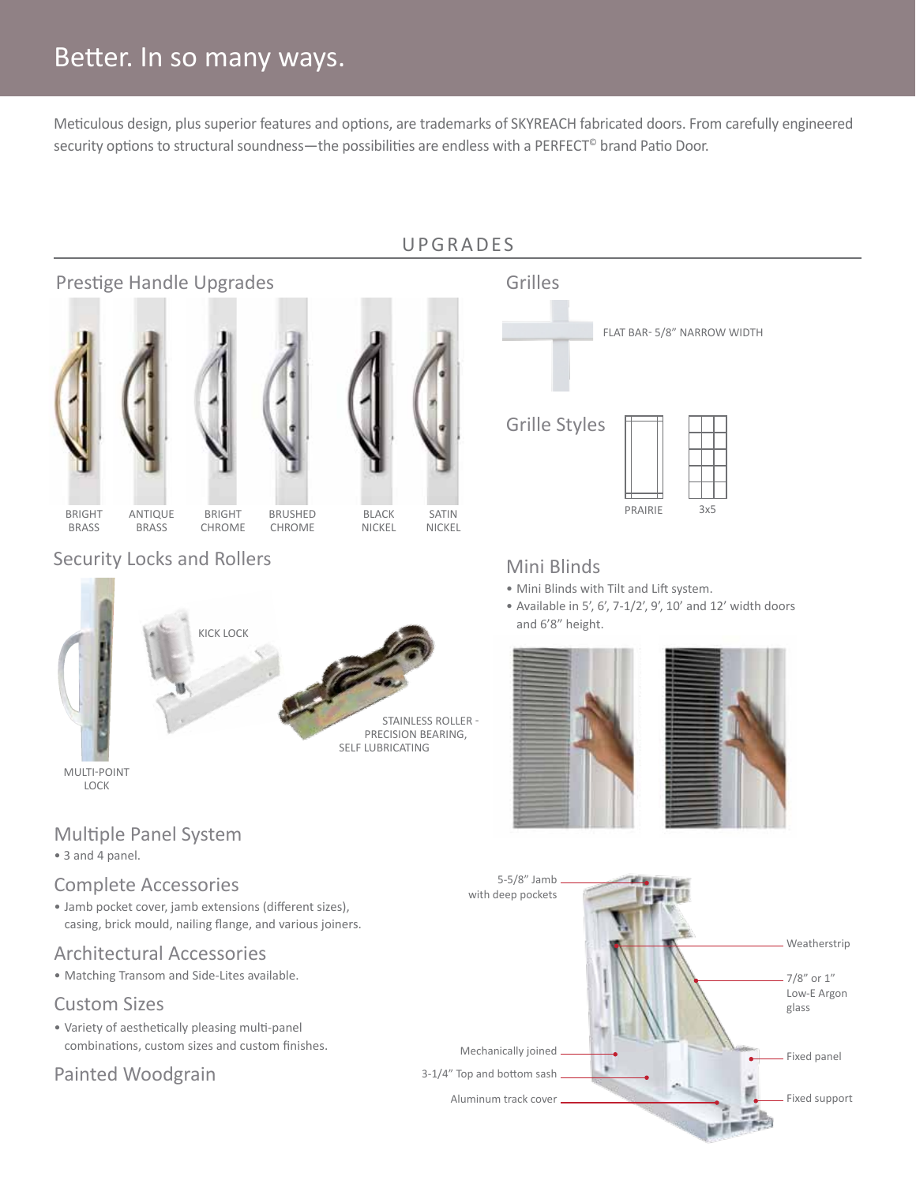# Better. In so many ways.

Meticulous design, plus superior features and options, are trademarks of SKYREACH fabricated doors. From carefully engineered security options to structural soundness—the possibilities are endless with a PERFECT© brand Patio Door.

## UPGRADES

### Prestige Handle Upgrades

BRIGHT BRASS | ANTIQUE BRASS | BRIGHT CHROME | BRUSHED CHROME | BLACK NICKEL | SATIN NICKEL

### Security Locks and Rollers

KICK LOCK

STAINLESS ROLLER - PRECISION BEARING, SELF LUBRICATING

MULTI-POINT LOCK

### Multiple Panel System

- 3 and 4 panel.

### Complete Accessories

- Jamb pocket cover, jamb extensions (different sizes), casing, brick mould, nailing flange, and various joiners.

### Architectural Accessories

- Matching Transom and Side-Lites available.

### Custom Sizes

- Variety of aesthetically pleasing multi-panel combinations, custom sizes and custom finishes.

### Painted Woodgrain

### Grilles

FLAT BAR- 5/8" NARROW WIDTH

### Grille Styles

PRAIRIE | 3x5

### Mini Blinds

- Mini Blinds with Tilt and Lift system.
- Available in 5', 6', 7-1/2', 9', 10' and 12' width doors and 6'8" height.

5-5/8" Jamb with deep pockets

Weatherstrip

7/8" or 1" Low-E Argon glass

Mechanically joined

Fixed panel

3-1/4" Top and bottom sash

Aluminum track cover

Fixed support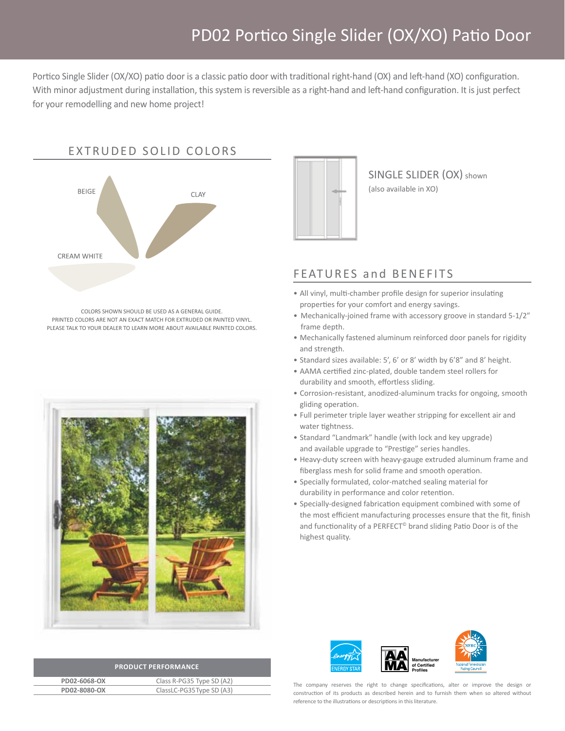# PD02 Portico Single Slider (OX/XO) Patio Door

Portico Single Slider (OX/XO) patio door is a classic patio door with traditional right-hand (OX) and left-hand (XO) configuration. With minor adjustment during installation, this system is reversible as a right-hand and left-hand configuration. It is just perfect for your remodelling and new home project!

## EXTRUDED SOLID COLORS

BEIGE

CLAY

CREAM WHITE

COLORS SHOWN SHOULD BE USED AS A GENERAL GUIDE.
PRINTED COLORS ARE NOT AN EXACT MATCH FOR EXTRUDED OR PAINTED VINYL.
PLEASE TALK TO YOUR DEALER TO LEARN MORE ABOUT AVAILABLE PAINTED COLORS.

SINGLE SLIDER (OX) shown
(also available in XO)

## FEATURES and BENEFITS

- All vinyl, multi-chamber profile design for superior insulating properties for your comfort and energy savings.
- Mechanically-joined frame with accessory groove in standard 5-1/2" frame depth.
- Mechanically fastened aluminum reinforced door panels for rigidity and strength.
- Standard sizes available: 5', 6' or 8' width by 6'8" and 8' height.
- AAMA certified zinc-plated, double tandem steel rollers for durability and smooth, effortless sliding.
- Corrosion-resistant, anodized-aluminum tracks for ongoing, smooth gliding operation.
- Full perimeter triple layer weather stripping for excellent air and water tightness.
- Standard "Landmark" handle (with lock and key upgrade) and available upgrade to "Prestige" series handles.
- Heavy-duty screen with heavy-gauge extruded aluminum frame and fiberglass mesh for solid frame and smooth operation.
- Specially formulated, color-matched sealing material for durability in performance and color retention.
- Specially-designed fabrication equipment combined with some of the most efficient manufacturing processes ensure that the fit, finish and functionality of a PERFECT© brand sliding Patio Door is of the highest quality.

| PRODUCT PERFORMANCE | |
|---|---|
| **PD02-6068-OX** | Class R-PG35 Type SD (A2) |
| **PD02-8080-OX** | ClassLC-PG35Type SD (A3) |

ENERGY STAR

AAMA Manufacturer of Certified Profiles

NFRC National Fenestration Rating Council

The company reserves the right to change specifications, alter or improve the design or construction of its products as described herein and to furnish them when so altered without reference to the illustrations or descriptions in this literature.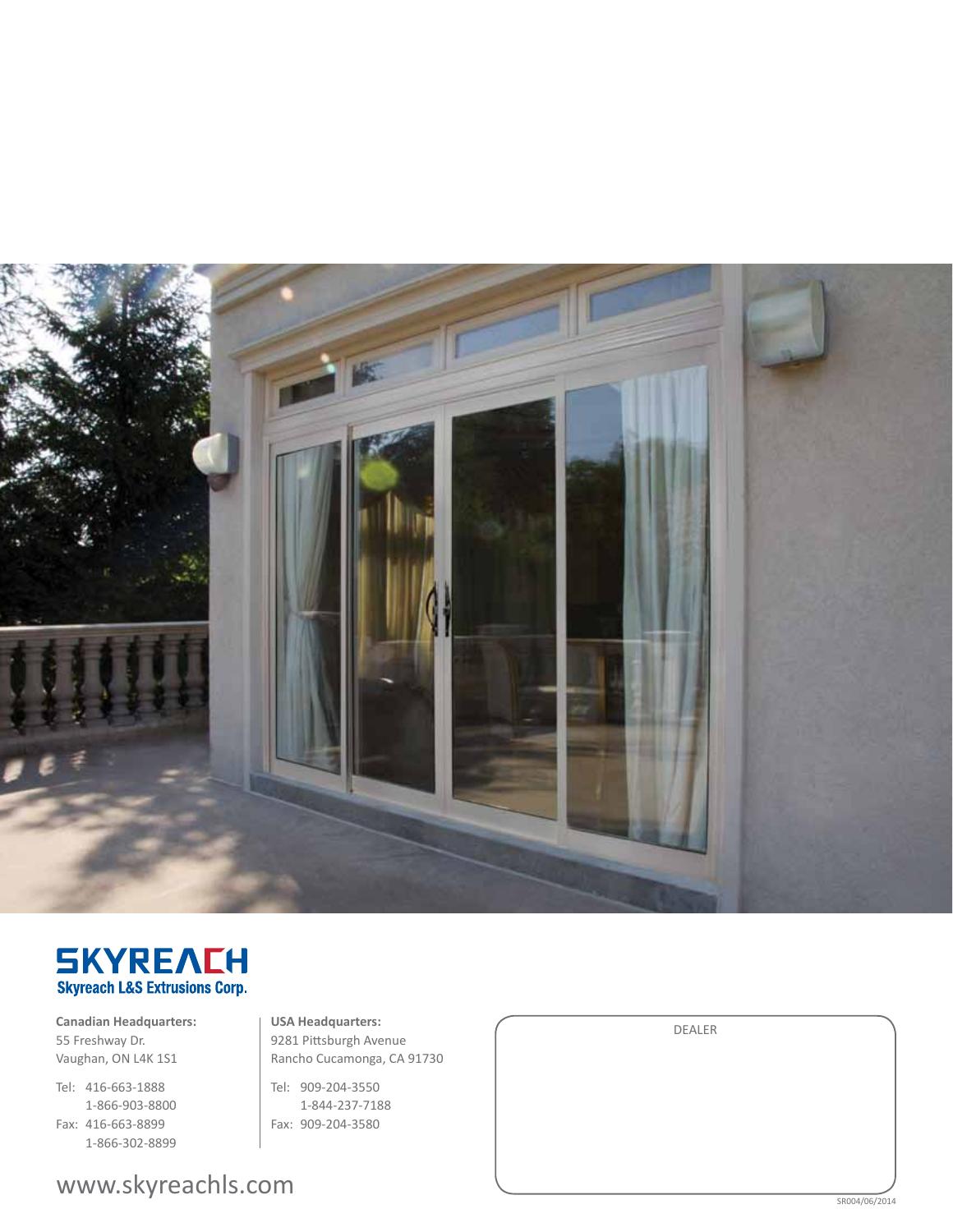**SKYREACH**

**Skyreach L&S Extrusions Corp.**

**Canadian Headquarters:**
55 Freshway Dr.
Vaughan, ON L4K 1S1

Tel: 416-663-1888
1-866-903-8800
Fax: 416-663-8899
1-866-302-8899

**USA Headquarters:**
9281 Pittsburgh Avenue
Rancho Cucamonga, CA 91730

Tel: 909-204-3550
1-844-237-7188
Fax: 909-204-3580

www.skyreachls.com

DEALER

SR004/06/2014